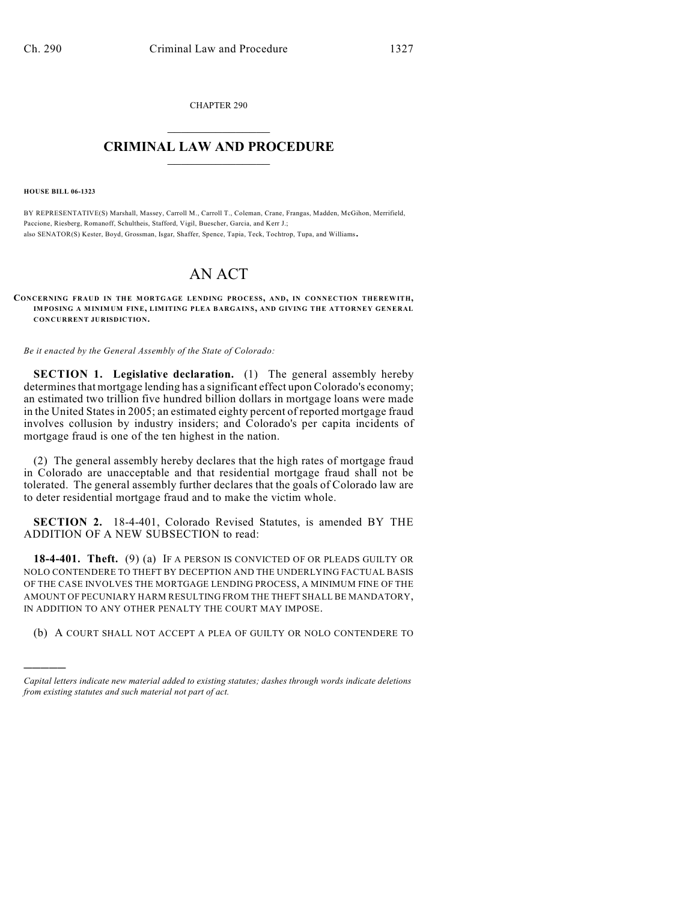CHAPTER 290

# CRIMINAL LAW AND PROCEDURE

**HOUSE BILL 06-1323**

BY REPRESENTATIVE(S) Marshall, Massey, Carroll M., Carroll T., Coleman, Crane, Frangas, Madden, McGihon, Merrifield, Paccione, Riesberg, Romanoff, Schultheis, Stafford, Vigil, Buescher, Garcia, and Kerr J.;
also SENATOR(S) Kester, Boyd, Grossman, Isgar, Shaffer, Spence, Tapia, Teck, Tochtrop, Tupa, and Williams.

# AN ACT

**CONCERNING FRAUD IN THE MORTGAGE LENDING PROCESS, AND, IN CONNECTION THEREWITH, IMPOSING A MINIMUM FINE, LIMITING PLEA BARGAINS, AND GIVING THE ATTORNEY GENERAL CONCURRENT JURISDICTION.**

*Be it enacted by the General Assembly of the State of Colorado:*

**SECTION 1. Legislative declaration.** (1) The general assembly hereby determines that mortgage lending has a significant effect upon Colorado's economy; an estimated two trillion five hundred billion dollars in mortgage loans were made in the United States in 2005; an estimated eighty percent of reported mortgage fraud involves collusion by industry insiders; and Colorado's per capita incidents of mortgage fraud is one of the ten highest in the nation.

(2) The general assembly hereby declares that the high rates of mortgage fraud in Colorado are unacceptable and that residential mortgage fraud shall not be tolerated. The general assembly further declares that the goals of Colorado law are to deter residential mortgage fraud and to make the victim whole.

**SECTION 2.** 18-4-401, Colorado Revised Statutes, is amended BY THE ADDITION OF A NEW SUBSECTION to read:

**18-4-401. Theft.** (9) (a) IF A PERSON IS CONVICTED OF OR PLEADS GUILTY OR NOLO CONTENDERE TO THEFT BY DECEPTION AND THE UNDERLYING FACTUAL BASIS OF THE CASE INVOLVES THE MORTGAGE LENDING PROCESS, A MINIMUM FINE OF THE AMOUNT OF PECUNIARY HARM RESULTING FROM THE THEFT SHALL BE MANDATORY, IN ADDITION TO ANY OTHER PENALTY THE COURT MAY IMPOSE.

(b) A COURT SHALL NOT ACCEPT A PLEA OF GUILTY OR NOLO CONTENDERE TO

---

*Capital letters indicate new material added to existing statutes; dashes through words indicate deletions from existing statutes and such material not part of act.*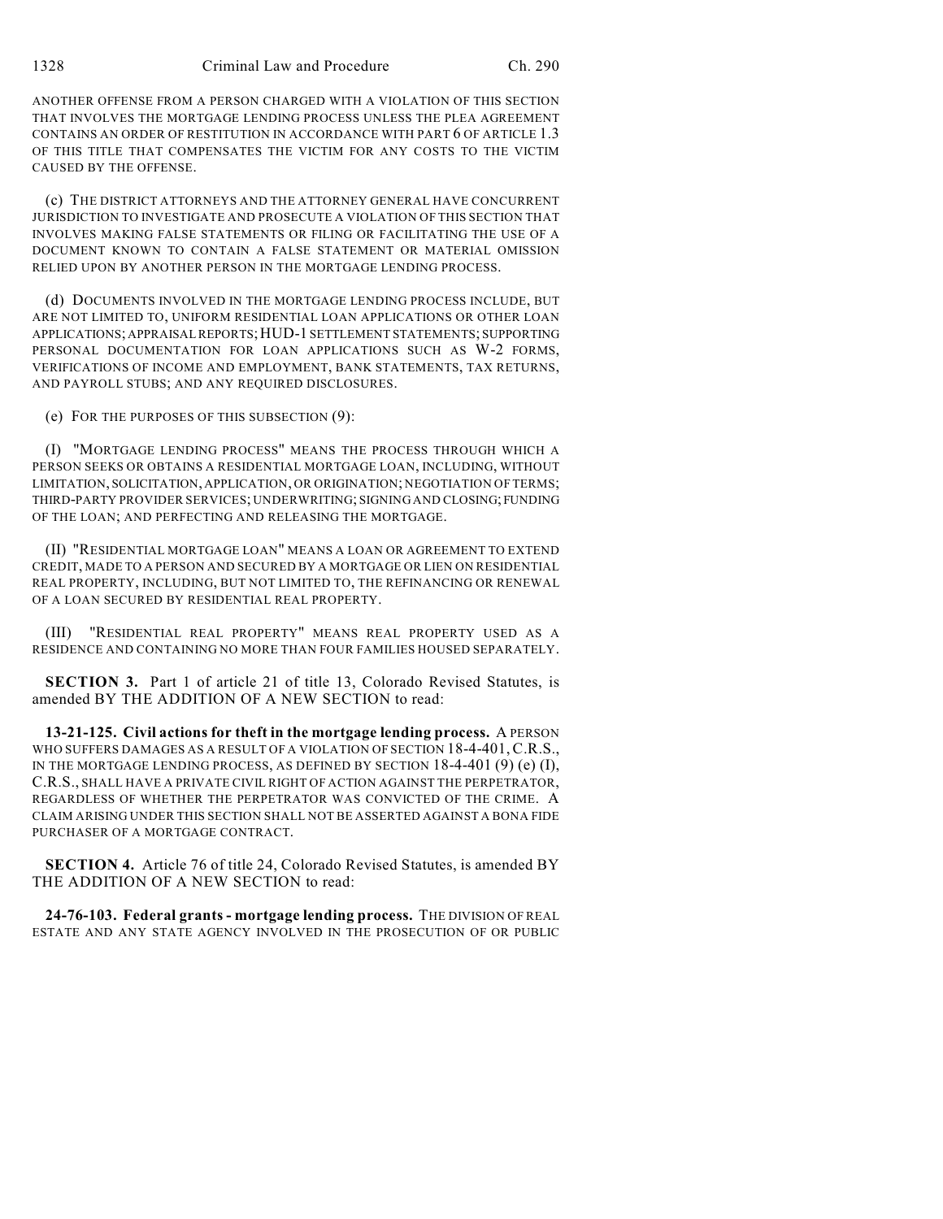ANOTHER OFFENSE FROM A PERSON CHARGED WITH A VIOLATION OF THIS SECTION THAT INVOLVES THE MORTGAGE LENDING PROCESS UNLESS THE PLEA AGREEMENT CONTAINS AN ORDER OF RESTITUTION IN ACCORDANCE WITH PART 6 OF ARTICLE 1.3 OF THIS TITLE THAT COMPENSATES THE VICTIM FOR ANY COSTS TO THE VICTIM CAUSED BY THE OFFENSE.

(c) THE DISTRICT ATTORNEYS AND THE ATTORNEY GENERAL HAVE CONCURRENT JURISDICTION TO INVESTIGATE AND PROSECUTE A VIOLATION OF THIS SECTION THAT INVOLVES MAKING FALSE STATEMENTS OR FILING OR FACILITATING THE USE OF A DOCUMENT KNOWN TO CONTAIN A FALSE STATEMENT OR MATERIAL OMISSION RELIED UPON BY ANOTHER PERSON IN THE MORTGAGE LENDING PROCESS.

(d) DOCUMENTS INVOLVED IN THE MORTGAGE LENDING PROCESS INCLUDE, BUT ARE NOT LIMITED TO, UNIFORM RESIDENTIAL LOAN APPLICATIONS OR OTHER LOAN APPLICATIONS; APPRAISAL REPORTS; HUD-1 SETTLEMENT STATEMENTS; SUPPORTING PERSONAL DOCUMENTATION FOR LOAN APPLICATIONS SUCH AS W-2 FORMS, VERIFICATIONS OF INCOME AND EMPLOYMENT, BANK STATEMENTS, TAX RETURNS, AND PAYROLL STUBS; AND ANY REQUIRED DISCLOSURES.

(e) FOR THE PURPOSES OF THIS SUBSECTION (9):

(I) "MORTGAGE LENDING PROCESS" MEANS THE PROCESS THROUGH WHICH A PERSON SEEKS OR OBTAINS A RESIDENTIAL MORTGAGE LOAN, INCLUDING, WITHOUT LIMITATION, SOLICITATION, APPLICATION, OR ORIGINATION; NEGOTIATION OF TERMS; THIRD-PARTY PROVIDER SERVICES; UNDERWRITING; SIGNING AND CLOSING; FUNDING OF THE LOAN; AND PERFECTING AND RELEASING THE MORTGAGE.

(II) "RESIDENTIAL MORTGAGE LOAN" MEANS A LOAN OR AGREEMENT TO EXTEND CREDIT, MADE TO A PERSON AND SECURED BY A MORTGAGE OR LIEN ON RESIDENTIAL REAL PROPERTY, INCLUDING, BUT NOT LIMITED TO, THE REFINANCING OR RENEWAL OF A LOAN SECURED BY RESIDENTIAL REAL PROPERTY.

(III) "RESIDENTIAL REAL PROPERTY" MEANS REAL PROPERTY USED AS A RESIDENCE AND CONTAINING NO MORE THAN FOUR FAMILIES HOUSED SEPARATELY.

**SECTION 3.** Part 1 of article 21 of title 13, Colorado Revised Statutes, is amended BY THE ADDITION OF A NEW SECTION to read:

**13-21-125. Civil actions for theft in the mortgage lending process.** A PERSON WHO SUFFERS DAMAGES AS A RESULT OF A VIOLATION OF SECTION 18-4-401, C.R.S., IN THE MORTGAGE LENDING PROCESS, AS DEFINED BY SECTION 18-4-401 (9) (e) (I), C.R.S., SHALL HAVE A PRIVATE CIVIL RIGHT OF ACTION AGAINST THE PERPETRATOR, REGARDLESS OF WHETHER THE PERPETRATOR WAS CONVICTED OF THE CRIME. A CLAIM ARISING UNDER THIS SECTION SHALL NOT BE ASSERTED AGAINST A BONA FIDE PURCHASER OF A MORTGAGE CONTRACT.

**SECTION 4.** Article 76 of title 24, Colorado Revised Statutes, is amended BY THE ADDITION OF A NEW SECTION to read:

**24-76-103. Federal grants - mortgage lending process.** THE DIVISION OF REAL ESTATE AND ANY STATE AGENCY INVOLVED IN THE PROSECUTION OF OR PUBLIC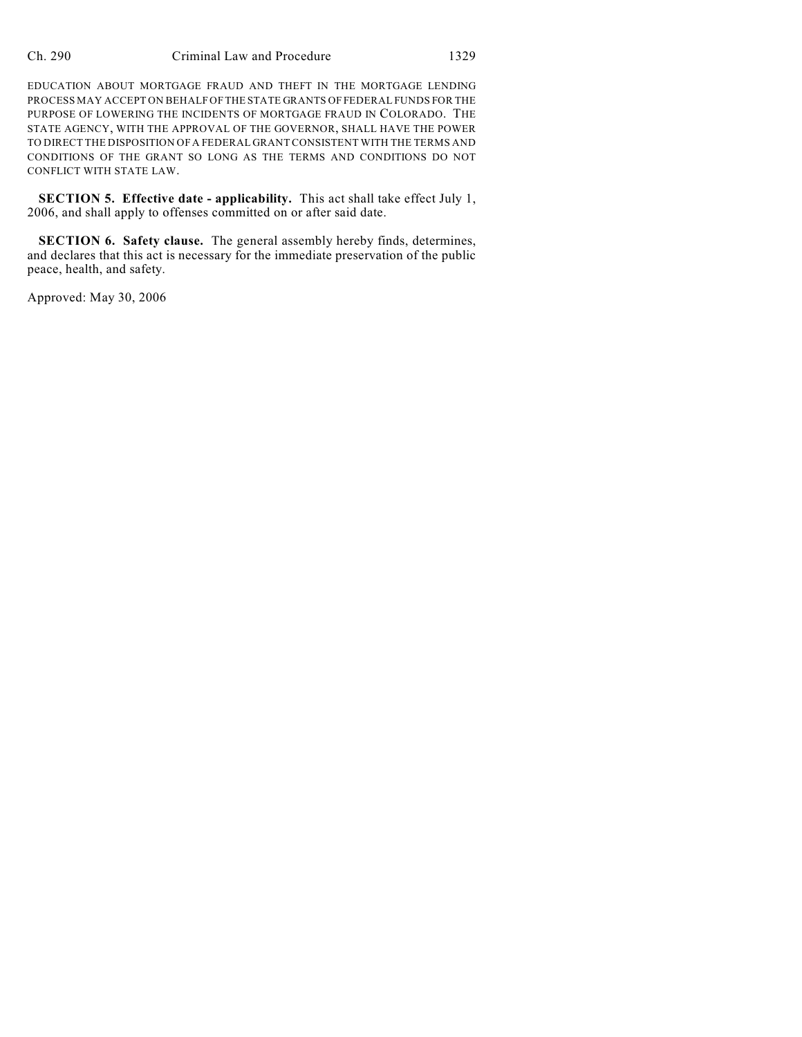EDUCATION ABOUT MORTGAGE FRAUD AND THEFT IN THE MORTGAGE LENDING PROCESS MAY ACCEPT ON BEHALF OF THE STATE GRANTS OF FEDERAL FUNDS FOR THE PURPOSE OF LOWERING THE INCIDENTS OF MORTGAGE FRAUD IN COLORADO. THE STATE AGENCY, WITH THE APPROVAL OF THE GOVERNOR, SHALL HAVE THE POWER TO DIRECT THE DISPOSITION OF A FEDERAL GRANT CONSISTENT WITH THE TERMS AND CONDITIONS OF THE GRANT SO LONG AS THE TERMS AND CONDITIONS DO NOT CONFLICT WITH STATE LAW.

**SECTION 5. Effective date - applicability.** This act shall take effect July 1, 2006, and shall apply to offenses committed on or after said date.

**SECTION 6. Safety clause.** The general assembly hereby finds, determines, and declares that this act is necessary for the immediate preservation of the public peace, health, and safety.

Approved: May 30, 2006